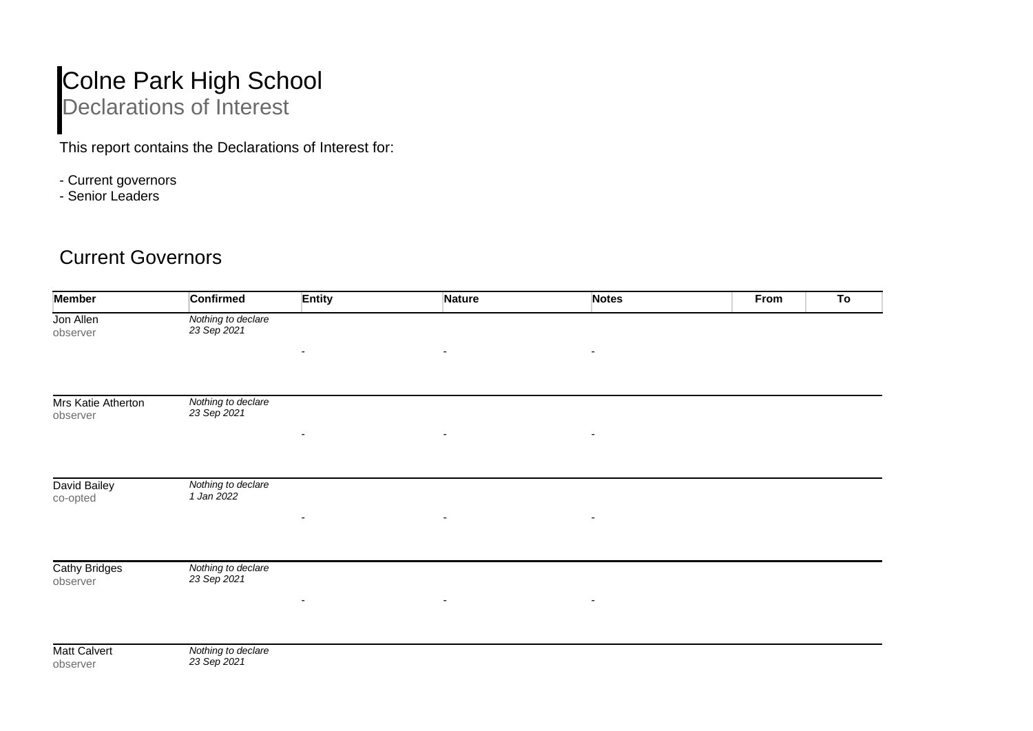# Colne Park High School

## Declarations of Interest

This report contains the Declarations of Interest for:

- Current governors
- Senior Leaders

## Current Governors

| Member | Confirmed | Entity | Nature | Notes | From | To |
|---|---|---|---|---|---|---|
| Jon Allen<br>observer | *Nothing to declare*<br>*23 Sep 2021* | - | - | - | | |
| Mrs Katie Atherton<br>observer | *Nothing to declare*<br>*23 Sep 2021* | - | - | - | | |
| David Bailey<br>co-opted | *Nothing to declare*<br>*1 Jan 2022* | - | - | - | | |
| Cathy Bridges<br>observer | *Nothing to declare*<br>*23 Sep 2021* | - | - | - | | |
| Matt Calvert<br>observer | *Nothing to declare*<br>*23 Sep 2021* | | | | | |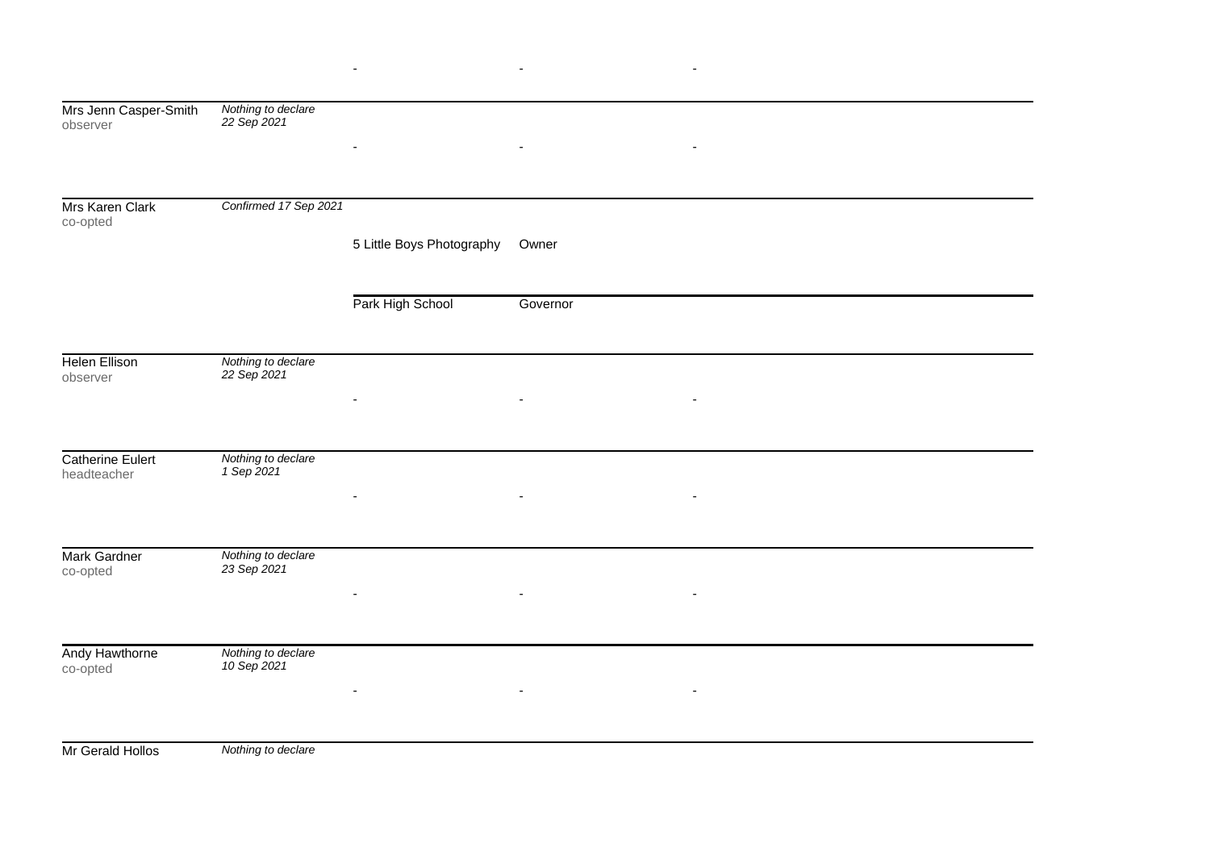| | | | | |
|---|---|---|---|---|
| | | - | - | - |
| Mrs Jenn Casper-Smith<br>observer | *Nothing to declare*<br>*22 Sep 2021* | - | - | - |
| Mrs Karen Clark<br>co-opted | *Confirmed 17 Sep 2021* | 5 Little Boys Photography | Owner | |
| | | Park High School | Governor | |
| Helen Ellison<br>observer | *Nothing to declare*<br>*22 Sep 2021* | - | - | - |
| Catherine Eulert<br>headteacher | *Nothing to declare*<br>*1 Sep 2021* | - | - | - |
| Mark Gardner<br>co-opted | *Nothing to declare*<br>*23 Sep 2021* | - | - | - |
| Andy Hawthorne<br>co-opted | *Nothing to declare*<br>*10 Sep 2021* | - | - | - |
| Mr Gerald Hollos | *Nothing to declare* | | | |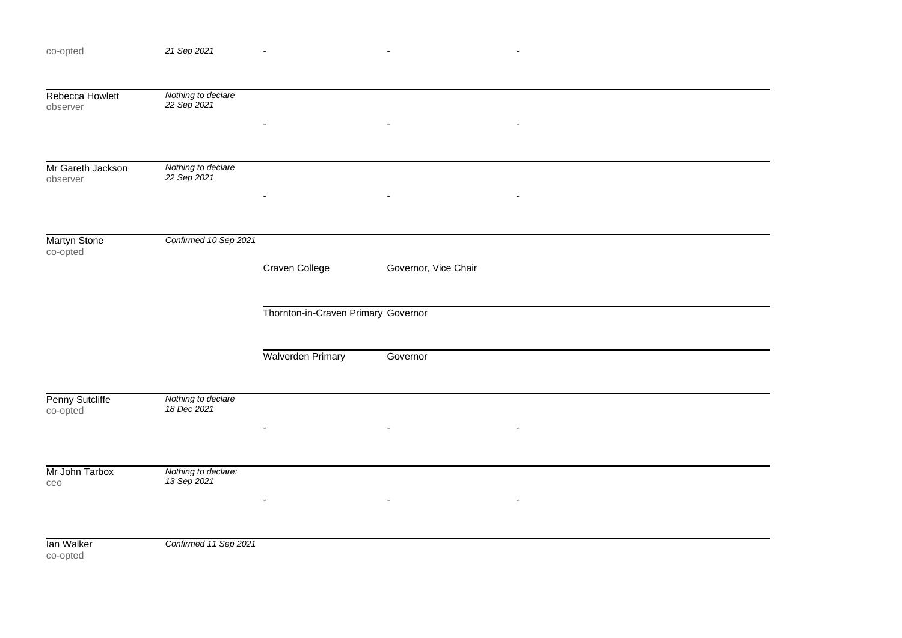| | | | | |
|---|---|---|---|---|
| co-opted | *21 Sep 2021* | - | - | - |
| Rebecca Howlett<br>observer | *Nothing to declare*<br>*22 Sep 2021* | - | - | - |
| Mr Gareth Jackson<br>observer | *Nothing to declare*<br>*22 Sep 2021* | - | - | - |
| Martyn Stone<br>co-opted | *Confirmed 10 Sep 2021* | Craven College | Governor, Vice Chair | |
| | | Thornton-in-Craven Primary | Governor | |
| | | Walverden Primary | Governor | |
| Penny Sutcliffe<br>co-opted | *Nothing to declare*<br>*18 Dec 2021* | - | - | - |
| Mr John Tarbox<br>ceo | *Nothing to declare:*<br>*13 Sep 2021* | - | - | - |
| Ian Walker<br>co-opted | *Confirmed 11 Sep 2021* | | | |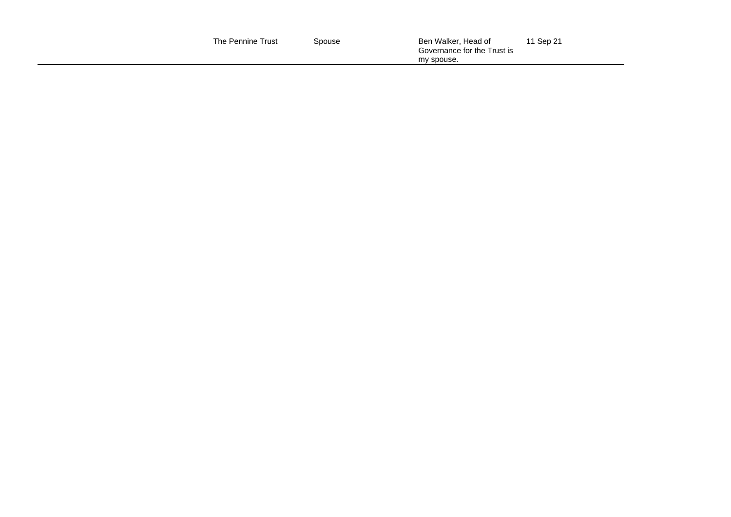| | | | | |
|---|---|---|---|---|
| | The Pennine Trust | Spouse | Ben Walker, Head of Governance for the Trust is my spouse. | 11 Sep 21 |